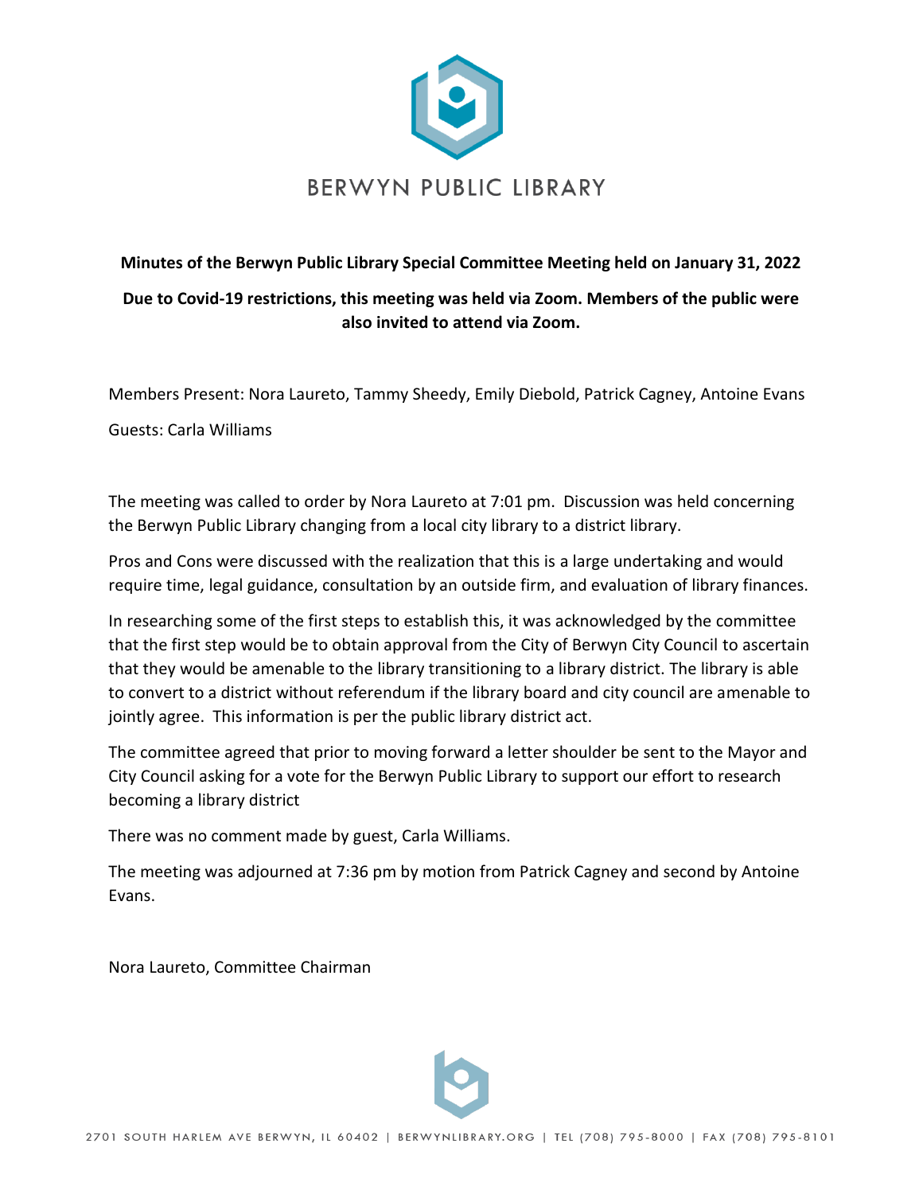BERWYN PUBLIC LIBRARY

**Minutes of the Berwyn Public Library Special Committee Meeting held on January 31, 2022**

**Due to Covid-19 restrictions, this meeting was held via Zoom. Members of the public were also invited to attend via Zoom.**

Members Present: Nora Laureto, Tammy Sheedy, Emily Diebold, Patrick Cagney, Antoine Evans

Guests: Carla Williams

The meeting was called to order by Nora Laureto at 7:01 pm. Discussion was held concerning the Berwyn Public Library changing from a local city library to a district library.

Pros and Cons were discussed with the realization that this is a large undertaking and would require time, legal guidance, consultation by an outside firm, and evaluation of library finances.

In researching some of the first steps to establish this, it was acknowledged by the committee that the first step would be to obtain approval from the City of Berwyn City Council to ascertain that they would be amenable to the library transitioning to a library district. The library is able to convert to a district without referendum if the library board and city council are amenable to jointly agree. This information is per the public library district act.

The committee agreed that prior to moving forward a letter shoulder be sent to the Mayor and City Council asking for a vote for the Berwyn Public Library to support our effort to research becoming a library district

There was no comment made by guest, Carla Williams.

The meeting was adjourned at 7:36 pm by motion from Patrick Cagney and second by Antoine Evans.

Nora Laureto, Committee Chairman

2701 SOUTH HARLEM AVE BERWYN, IL 60402 | BERWYNLIBRARY.ORG | TEL (708) 795-8000 | FAX (708) 795-8101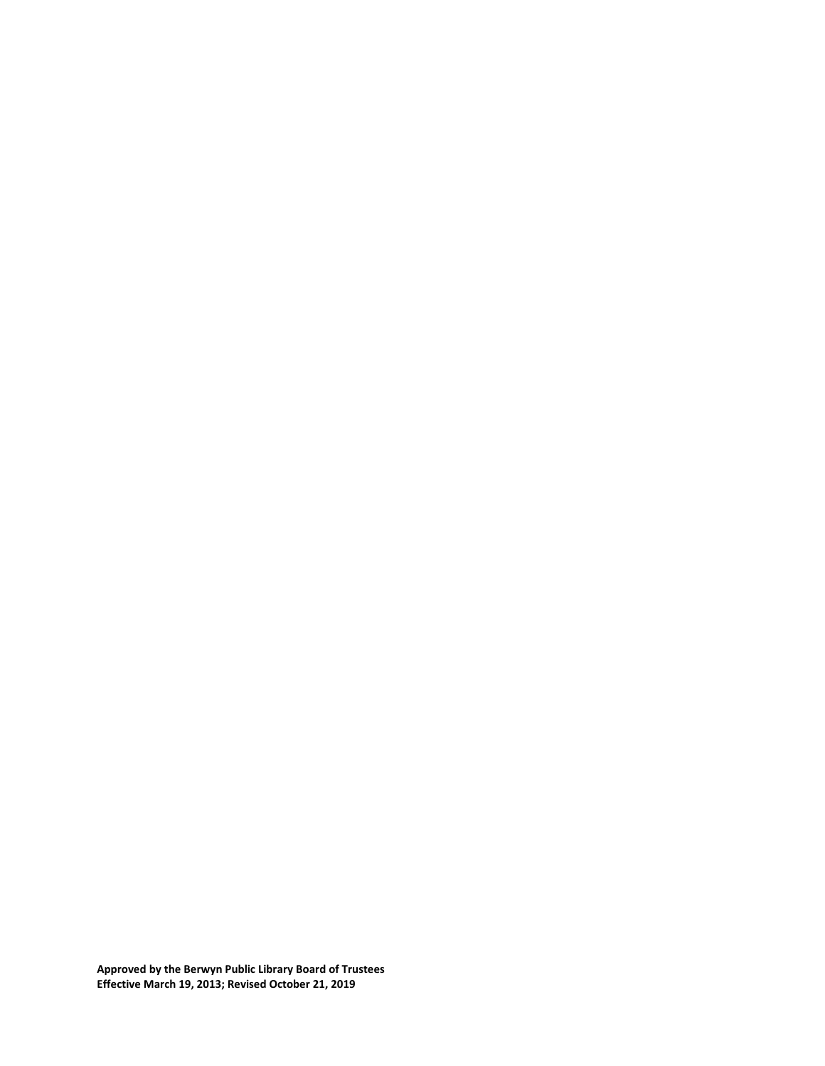**Approved by the Berwyn Public Library Board of Trustees**
**Effective March 19, 2013; Revised October 21, 2019**